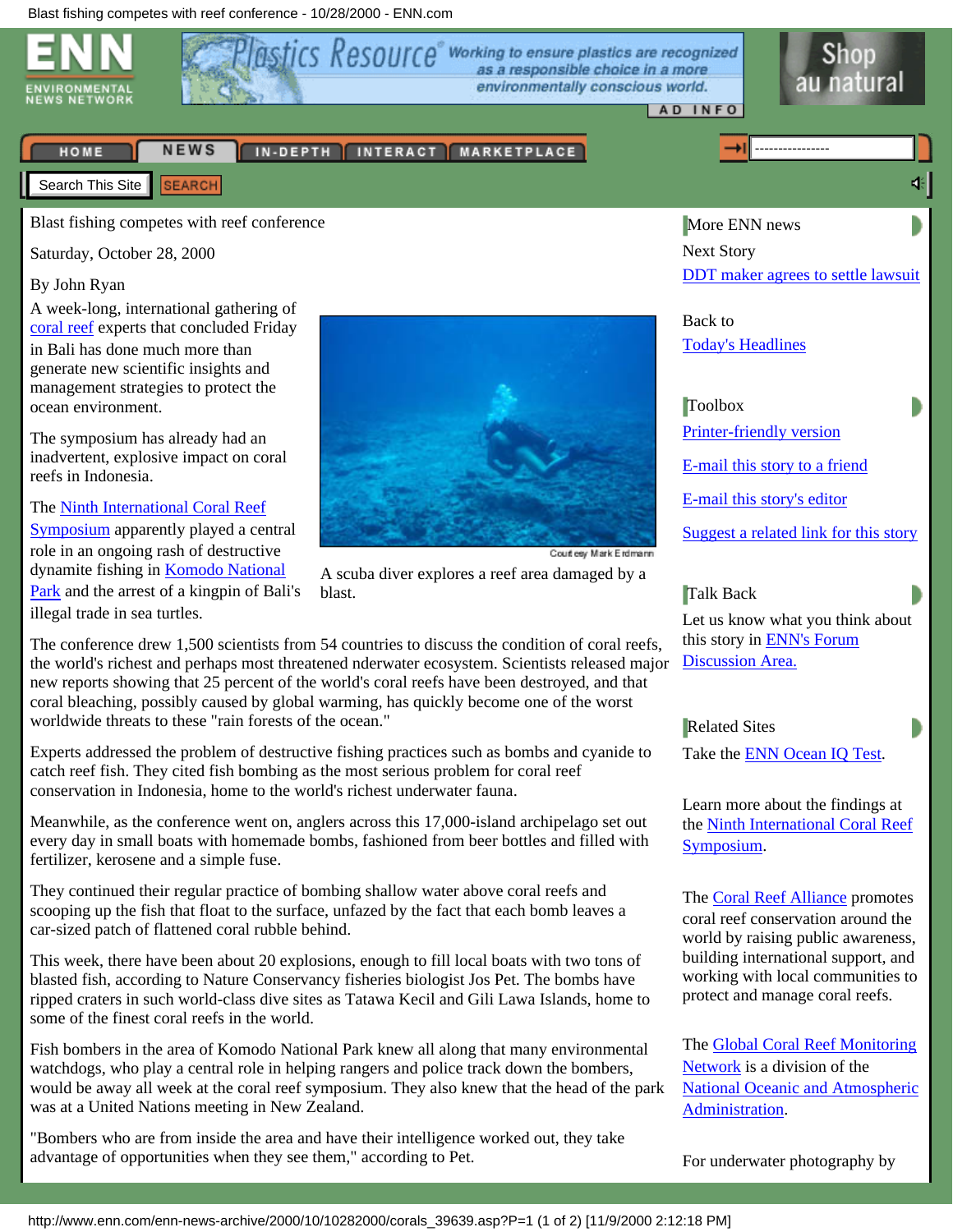# Blast fishing competes with reef conference

Saturday, October 28, 2000

By John Ryan

A week-long, international gathering of coral reef experts that concluded Friday in Bali has done much more than generate new scientific insights and management strategies to protect the ocean environment.

The symposium has already had an inadvertent, explosive impact on coral reefs in Indonesia.

The Ninth International Coral Reef Symposium apparently played a central role in an ongoing rash of destructive dynamite fishing in Komodo National Park and the arrest of a kingpin of Bali's illegal trade in sea turtles.

Courtesy Mark Erdmann

A scuba diver explores a reef area damaged by a blast.

The conference drew 1,500 scientists from 54 countries to discuss the condition of coral reefs, the world's richest and perhaps most threatened nderwater ecosystem. Scientists released major new reports showing that 25 percent of the world's coral reefs have been destroyed, and that coral bleaching, possibly caused by global warming, has quickly become one of the worst worldwide threats to these "rain forests of the ocean."

Experts addressed the problem of destructive fishing practices such as bombs and cyanide to catch reef fish. They cited fish bombing as the most serious problem for coral reef conservation in Indonesia, home to the world's richest underwater fauna.

Meanwhile, as the conference went on, anglers across this 17,000-island archipelago set out every day in small boats with homemade bombs, fashioned from beer bottles and filled with fertilizer, kerosene and a simple fuse.

They continued their regular practice of bombing shallow water above coral reefs and scooping up the fish that float to the surface, unfazed by the fact that each bomb leaves a car-sized patch of flattened coral rubble behind.

This week, there have been about 20 explosions, enough to fill local boats with two tons of blasted fish, according to Nature Conservancy fisheries biologist Jos Pet. The bombs have ripped craters in such world-class dive sites as Tatawa Kecil and Gili Lawa Islands, home to some of the finest coral reefs in the world.

Fish bombers in the area of Komodo National Park knew all along that many environmental watchdogs, who play a central role in helping rangers and police track down the bombers, would be away all week at the coral reef symposium. They also knew that the head of the park was at a United Nations meeting in New Zealand.

"Bombers who are from inside the area and have their intelligence worked out, they take advantage of opportunities when they see them," according to Pet.

---

**More ENN news**

Next Story
DDT maker agrees to settle lawsuit

Back to
Today's Headlines

**Toolbox**

Printer-friendly version

E-mail this story to a friend

E-mail this story's editor

Suggest a related link for this story

**Talk Back**

Let us know what you think about this story in ENN's Forum Discussion Area.

**Related Sites**

Take the ENN Ocean IQ Test.

Learn more about the findings at the Ninth International Coral Reef Symposium.

The Coral Reef Alliance promotes coral reef conservation around the world by raising public awareness, building international support, and working with local communities to protect and manage coral reefs.

The Global Coral Reef Monitoring Network is a division of the National Oceanic and Atmospheric Administration.

For underwater photography by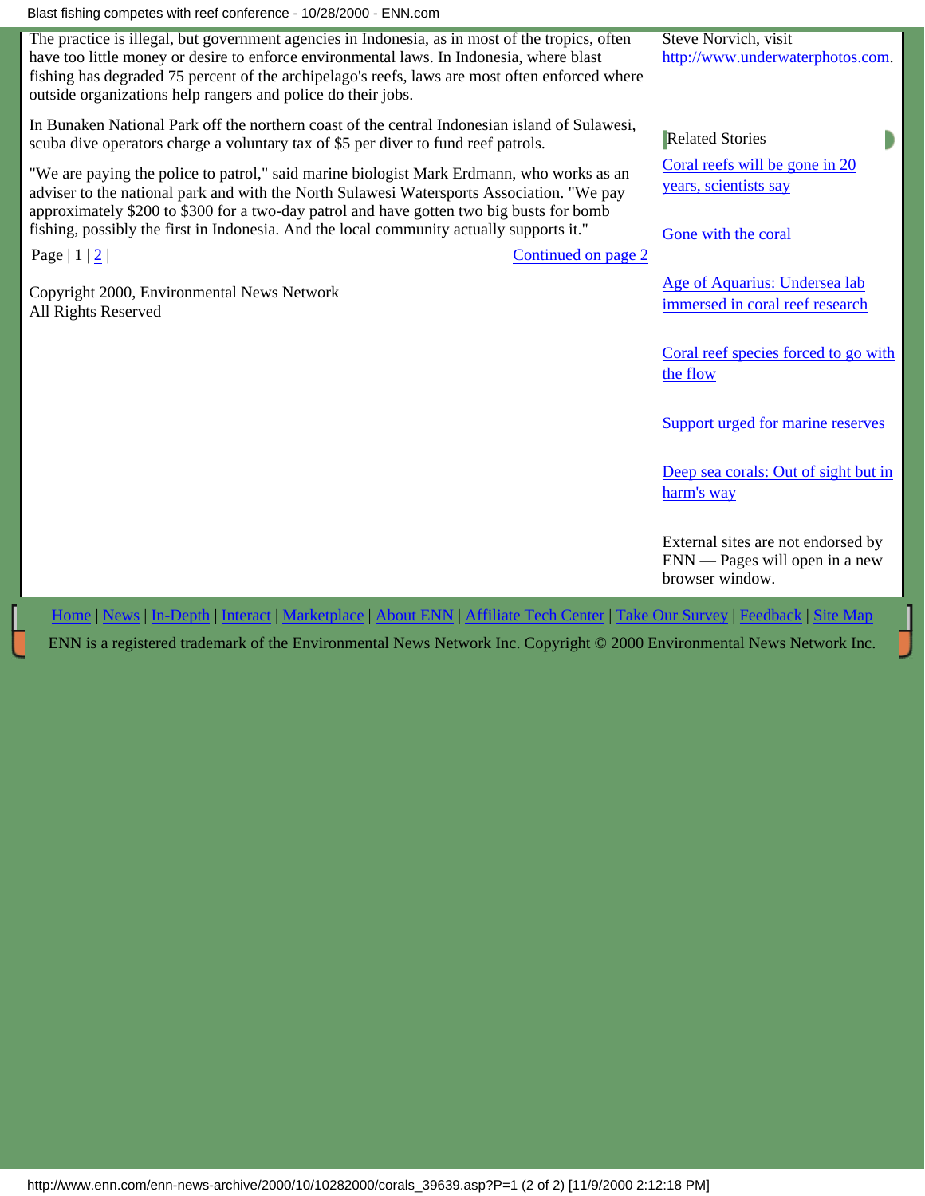The practice is illegal, but government agencies in Indonesia, as in most of the tropics, often have too little money or desire to enforce environmental laws. In Indonesia, where blast fishing has degraded 75 percent of the archipelago's reefs, laws are most often enforced where outside organizations help rangers and police do their jobs.

In Bunaken National Park off the northern coast of the central Indonesian island of Sulawesi, scuba dive operators charge a voluntary tax of $5 per diver to fund reef patrols.

"We are paying the police to patrol," said marine biologist Mark Erdmann, who works as an adviser to the national park and with the North Sulawesi Watersports Association. "We pay approximately $200 to $300 for a two-day patrol and have gotten two big busts for bomb fishing, possibly the first in Indonesia. And the local community actually supports it."

Page | 1 | 2 | Continued on page 2

Copyright 2000, Environmental News Network
All Rights Reserved

Steve Norvich, visit http://www.underwaterphotos.com.

Related Stories

- Coral reefs will be gone in 20 years, scientists say
- Gone with the coral
- Age of Aquarius: Undersea lab immersed in coral reef research
- Coral reef species forced to go with the flow
- Support urged for marine reserves
- Deep sea corals: Out of sight but in harm's way

External sites are not endorsed by ENN — Pages will open in a new browser window.

Home | News | In-Depth | Interact | Marketplace | About ENN | Affiliate Tech Center | Take Our Survey | Feedback | Site Map

ENN is a registered trademark of the Environmental News Network Inc. Copyright © 2000 Environmental News Network Inc.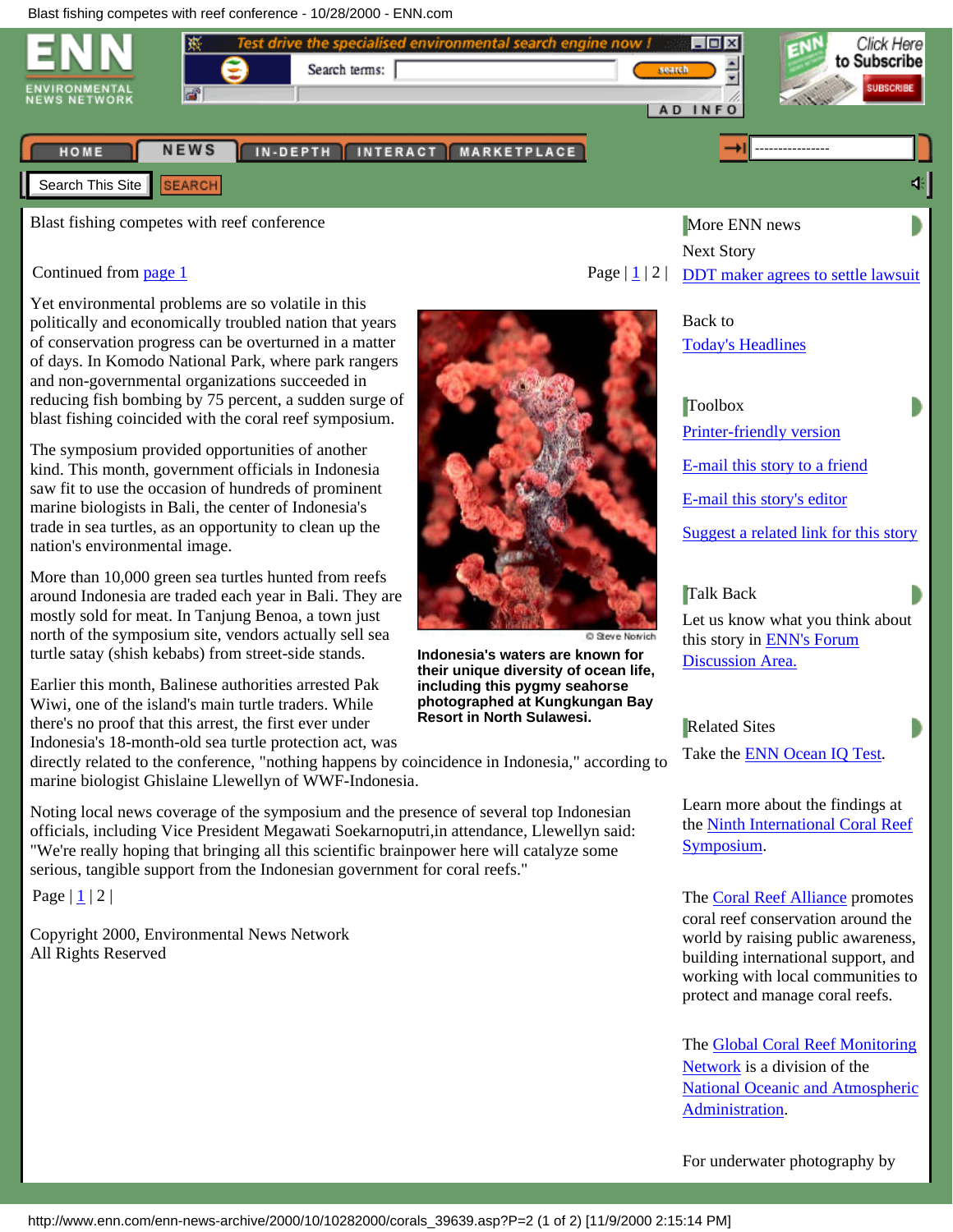# Blast fishing competes with reef conference

Continued from page 1

Page | 1 | 2 |

Yet environmental problems are so volatile in this politically and economically troubled nation that years of conservation progress can be overturned in a matter of days. In Komodo National Park, where park rangers and non-governmental organizations succeeded in reducing fish bombing by 75 percent, a sudden surge of blast fishing coincided with the coral reef symposium.

The symposium provided opportunities of another kind. This month, government officials in Indonesia saw fit to use the occasion of hundreds of prominent marine biologists in Bali, the center of Indonesia's trade in sea turtles, as an opportunity to clean up the nation's environmental image.

More than 10,000 green sea turtles hunted from reefs around Indonesia are traded each year in Bali. They are mostly sold for meat. In Tanjung Benoa, a town just north of the symposium site, vendors actually sell sea turtle satay (shish kebabs) from street-side stands.

© Steve Norvich

**Indonesia's waters are known for their unique diversity of ocean life, including this pygmy seahorse photographed at Kungkungan Bay Resort in North Sulawesi.**

Earlier this month, Balinese authorities arrested Pak Wiwi, one of the island's main turtle traders. While there's no proof that this arrest, the first ever under Indonesia's 18-month-old sea turtle protection act, was directly related to the conference, "nothing happens by coincidence in Indonesia," according to marine biologist Ghislaine Llewellyn of WWF-Indonesia.

Noting local news coverage of the symposium and the presence of several top Indonesian officials, including Vice President Megawati Soekarnoputri,in attendance, Llewellyn said: "We're really hoping that bringing all this scientific brainpower here will catalyze some serious, tangible support from the Indonesian government for coral reefs."

Page | 1 | 2 |

Copyright 2000, Environmental News Network
All Rights Reserved

---

**More ENN news**

Next Story
DDT maker agrees to settle lawsuit

Back to
Today's Headlines

**Toolbox**

Printer-friendly version

E-mail this story to a friend

E-mail this story's editor

Suggest a related link for this story

**Talk Back**

Let us know what you think about this story in ENN's Forum Discussion Area.

**Related Sites**

Take the ENN Ocean IQ Test.

Learn more about the findings at the Ninth International Coral Reef Symposium.

The Coral Reef Alliance promotes coral reef conservation around the world by raising public awareness, building international support, and working with local communities to protect and manage coral reefs.

The Global Coral Reef Monitoring Network is a division of the National Oceanic and Atmospheric Administration.

For underwater photography by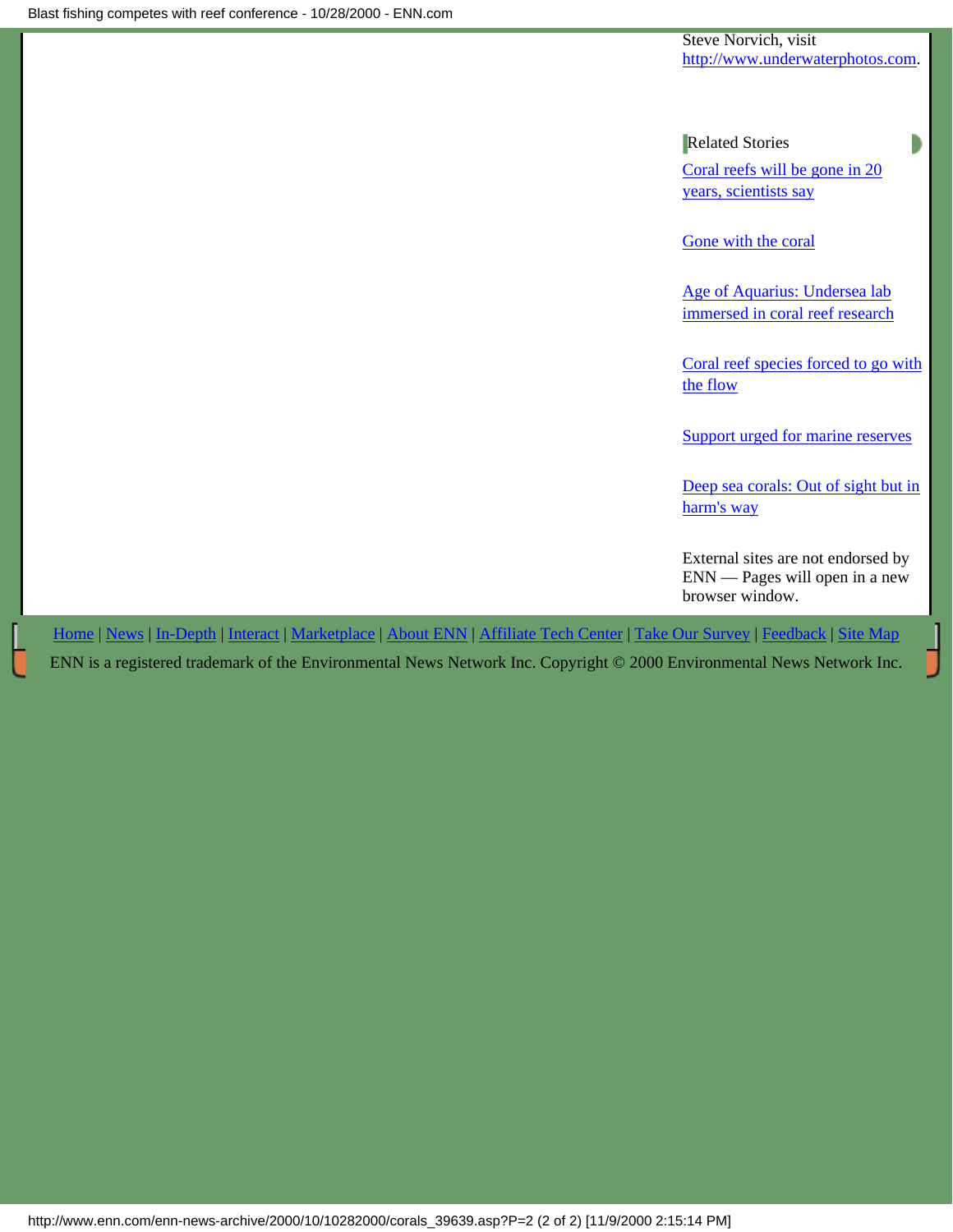Steve Norvich, visit http://www.underwaterphotos.com.

Related Stories

Coral reefs will be gone in 20 years, scientists say

Gone with the coral

Age of Aquarius: Undersea lab immersed in coral reef research

Coral reef species forced to go with the flow

Support urged for marine reserves

Deep sea corals: Out of sight but in harm's way

External sites are not endorsed by ENN — Pages will open in a new browser window.

Home | News | In-Depth | Interact | Marketplace | About ENN | Affiliate Tech Center | Take Our Survey | Feedback | Site Map

ENN is a registered trademark of the Environmental News Network Inc. Copyright © 2000 Environmental News Network Inc.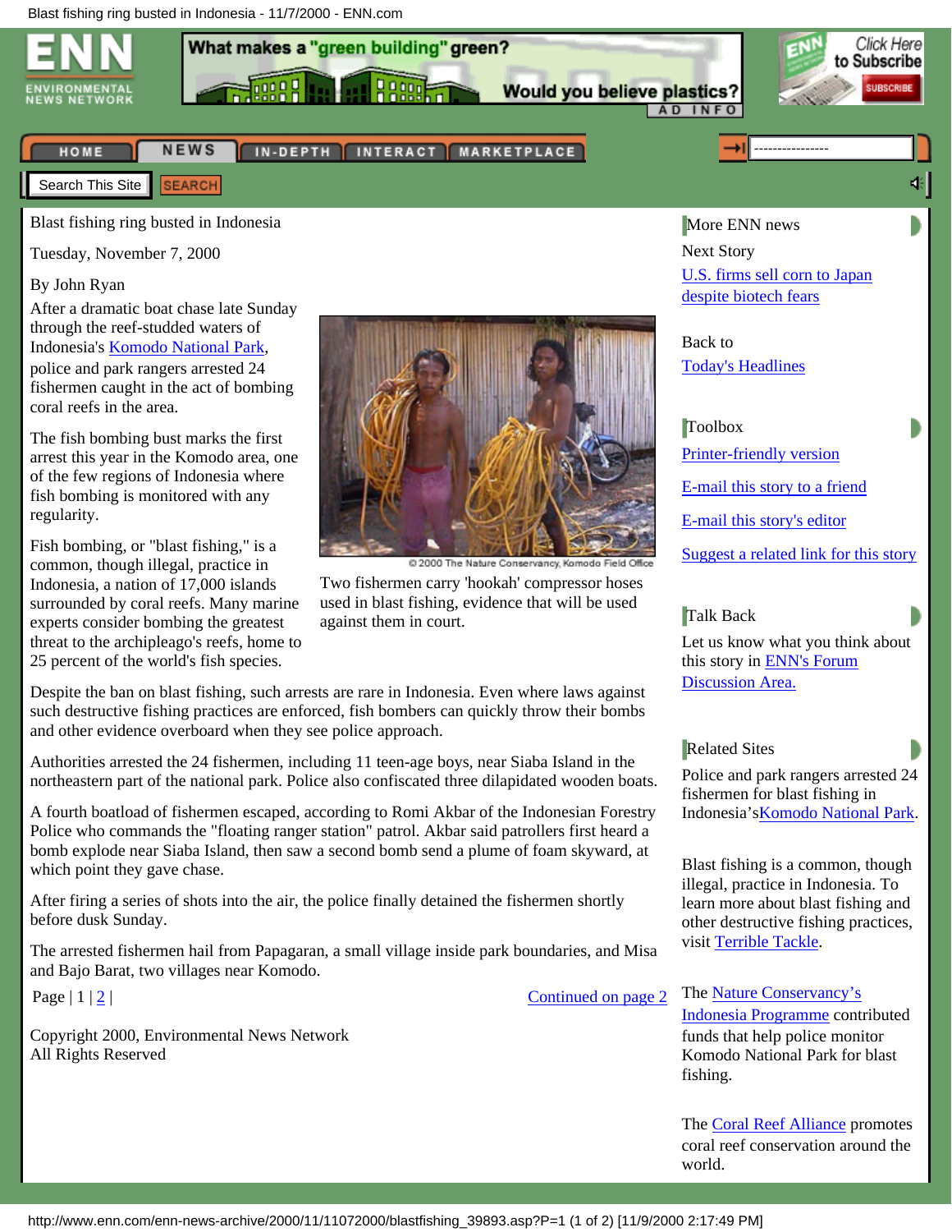Blast fishing ring busted in Indonesia

Tuesday, November 7, 2000

By John Ryan

After a dramatic boat chase late Sunday through the reef-studded waters of Indonesia's Komodo National Park, police and park rangers arrested 24 fishermen caught in the act of bombing coral reefs in the area.

The fish bombing bust marks the first arrest this year in the Komodo area, one of the few regions of Indonesia where fish bombing is monitored with any regularity.

Fish bombing, or "blast fishing," is a common, though illegal, practice in Indonesia, a nation of 17,000 islands surrounded by coral reefs. Many marine experts consider bombing the greatest threat to the archipleago's reefs, home to 25 percent of the world's fish species.

© 2000 The Nature Conservancy, Komodo Field Office

Two fishermen carry 'hookah' compressor hoses used in blast fishing, evidence that will be used against them in court.

Despite the ban on blast fishing, such arrests are rare in Indonesia. Even where laws against such destructive fishing practices are enforced, fish bombers can quickly throw their bombs and other evidence overboard when they see police approach.

Authorities arrested the 24 fishermen, including 11 teen-age boys, near Siaba Island in the northeastern part of the national park. Police also confiscated three dilapidated wooden boats.

A fourth boatload of fishermen escaped, according to Romi Akbar of the Indonesian Forestry Police who commands the "floating ranger station" patrol. Akbar said patrollers first heard a bomb explode near Siaba Island, then saw a second bomb send a plume of foam skyward, at which point they gave chase.

After firing a series of shots into the air, the police finally detained the fishermen shortly before dusk Sunday.

The arrested fishermen hail from Papagaran, a small village inside park boundaries, and Misa and Bajo Barat, two villages near Komodo.

Page | 1 | 2 |   Continued on page 2

Copyright 2000, Environmental News Network
All Rights Reserved

**More ENN news**

Next Story
U.S. firms sell corn to Japan despite biotech fears

Back to
Today's Headlines

**Toolbox**

Printer-friendly version

E-mail this story to a friend

E-mail this story's editor

Suggest a related link for this story

**Talk Back**

Let us know what you think about this story in ENN's Forum Discussion Area.

**Related Sites**

Police and park rangers arrested 24 fishermen for blast fishing in Indonesia'sKomodo National Park.

Blast fishing is a common, though illegal, practice in Indonesia. To learn more about blast fishing and other destructive fishing practices, visit Terrible Tackle.

The Nature Conservancy's Indonesia Programme contributed funds that help police monitor Komodo National Park for blast fishing.

The Coral Reef Alliance promotes coral reef conservation around the world.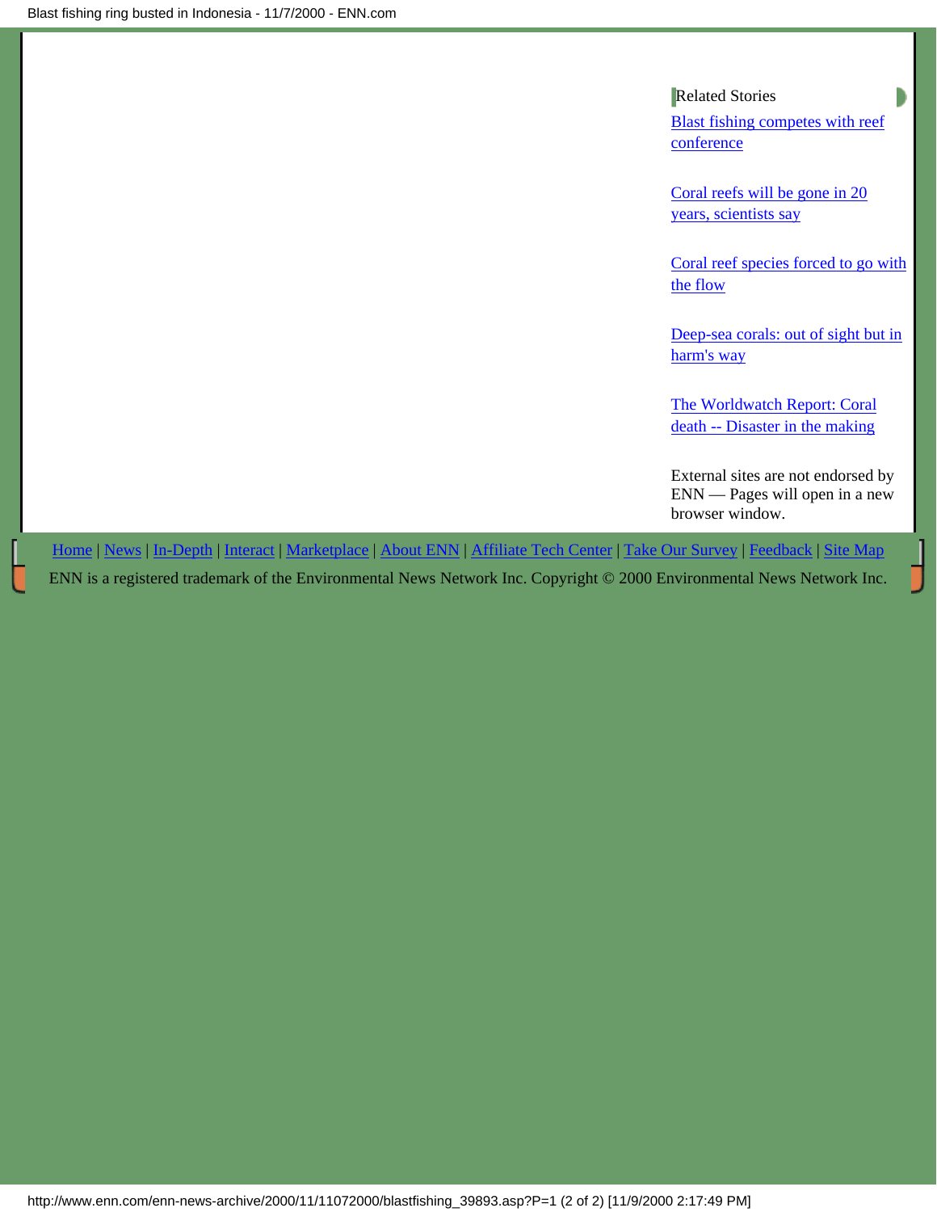Related Stories

[Blast fishing competes with reef conference]

[Coral reefs will be gone in 20 years, scientists say]

[Coral reef species forced to go with the flow]

[Deep-sea corals: out of sight but in harm's way]

[The Worldwatch Report: Coral death -- Disaster in the making]

External sites are not endorsed by ENN — Pages will open in a new browser window.

Home | News | In-Depth | Interact | Marketplace | About ENN | Affiliate Tech Center | Take Our Survey | Feedback | Site Map

ENN is a registered trademark of the Environmental News Network Inc. Copyright © 2000 Environmental News Network Inc.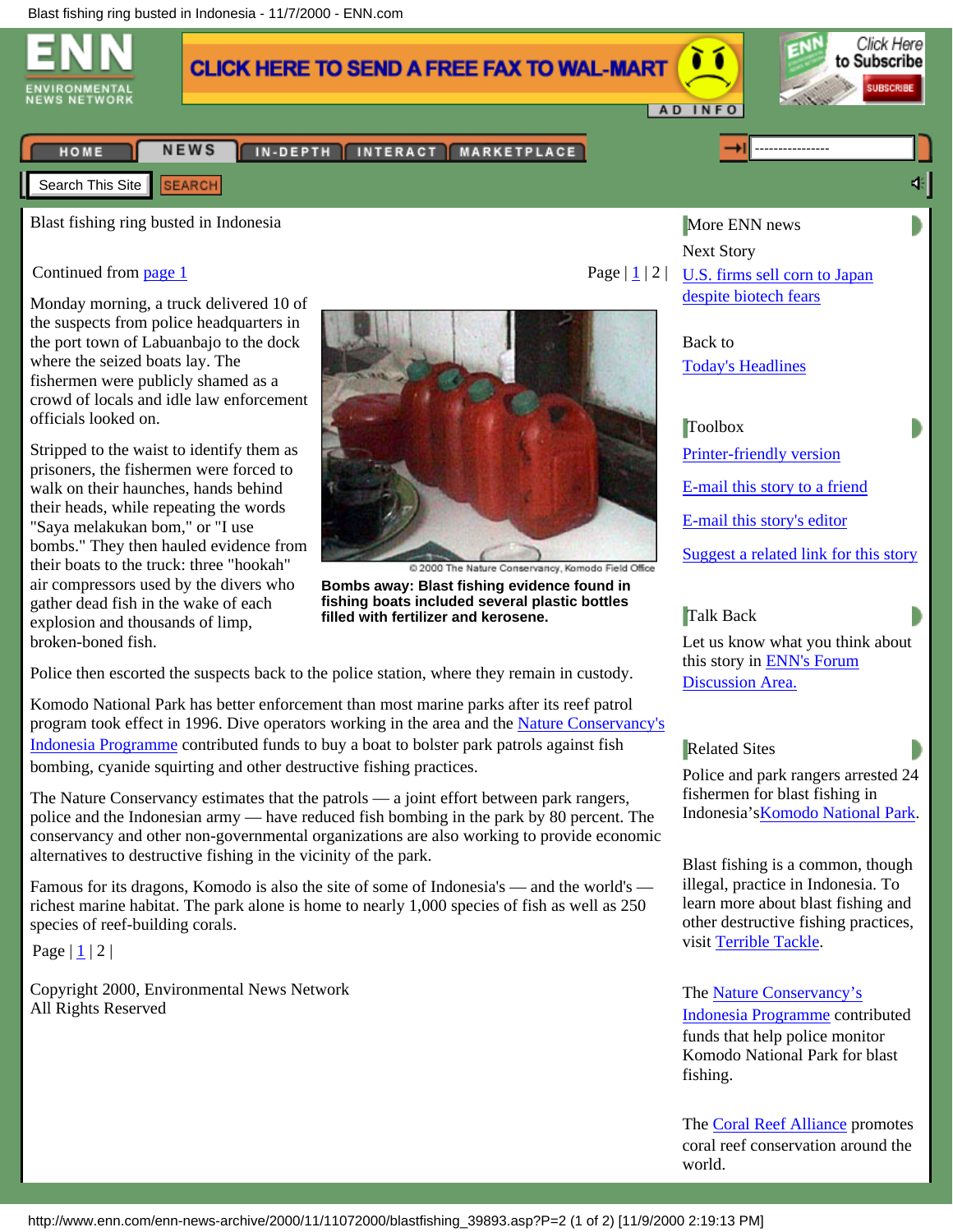# Blast fishing ring busted in Indonesia

Continued from page 1

Page | 1 | 2 |

Monday morning, a truck delivered 10 of the suspects from police headquarters in the port town of Labuanbajo to the dock where the seized boats lay. The fishermen were publicly shamed as a crowd of locals and idle law enforcement officials looked on.

Stripped to the waist to identify them as prisoners, the fishermen were forced to walk on their haunches, hands behind their heads, while repeating the words "Saya melakukan bom," or "I use bombs." They then hauled evidence from their boats to the truck: three "hookah" air compressors used by the divers who gather dead fish in the wake of each explosion and thousands of limp, broken-boned fish.

© 2000 The Nature Conservancy, Komodo Field Office

**Bombs away: Blast fishing evidence found in fishing boats included several plastic bottles filled with fertilizer and kerosene.**

Police then escorted the suspects back to the police station, where they remain in custody.

Komodo National Park has better enforcement than most marine parks after its reef patrol program took effect in 1996. Dive operators working in the area and the Nature Conservancy's Indonesia Programme contributed funds to buy a boat to bolster park patrols against fish bombing, cyanide squirting and other destructive fishing practices.

The Nature Conservancy estimates that the patrols — a joint effort between park rangers, police and the Indonesian army — have reduced fish bombing in the park by 80 percent. The conservancy and other non-governmental organizations are also working to provide economic alternatives to destructive fishing in the vicinity of the park.

Famous for its dragons, Komodo is also the site of some of Indonesia's — and the world's — richest marine habitat. The park alone is home to nearly 1,000 species of fish as well as 250 species of reef-building corals.

Page | 1 | 2 |

Copyright 2000, Environmental News Network
All Rights Reserved

## More ENN news

Next Story
U.S. firms sell corn to Japan despite biotech fears

Back to
Today's Headlines

## Toolbox

Printer-friendly version

E-mail this story to a friend

E-mail this story's editor

Suggest a related link for this story

## Talk Back

Let us know what you think about this story in ENN's Forum Discussion Area.

## Related Sites

Police and park rangers arrested 24 fishermen for blast fishing in Indonesia's Komodo National Park.

Blast fishing is a common, though illegal, practice in Indonesia. To learn more about blast fishing and other destructive fishing practices, visit Terrible Tackle.

The Nature Conservancy's Indonesia Programme contributed funds that help police monitor Komodo National Park for blast fishing.

The Coral Reef Alliance promotes coral reef conservation around the world.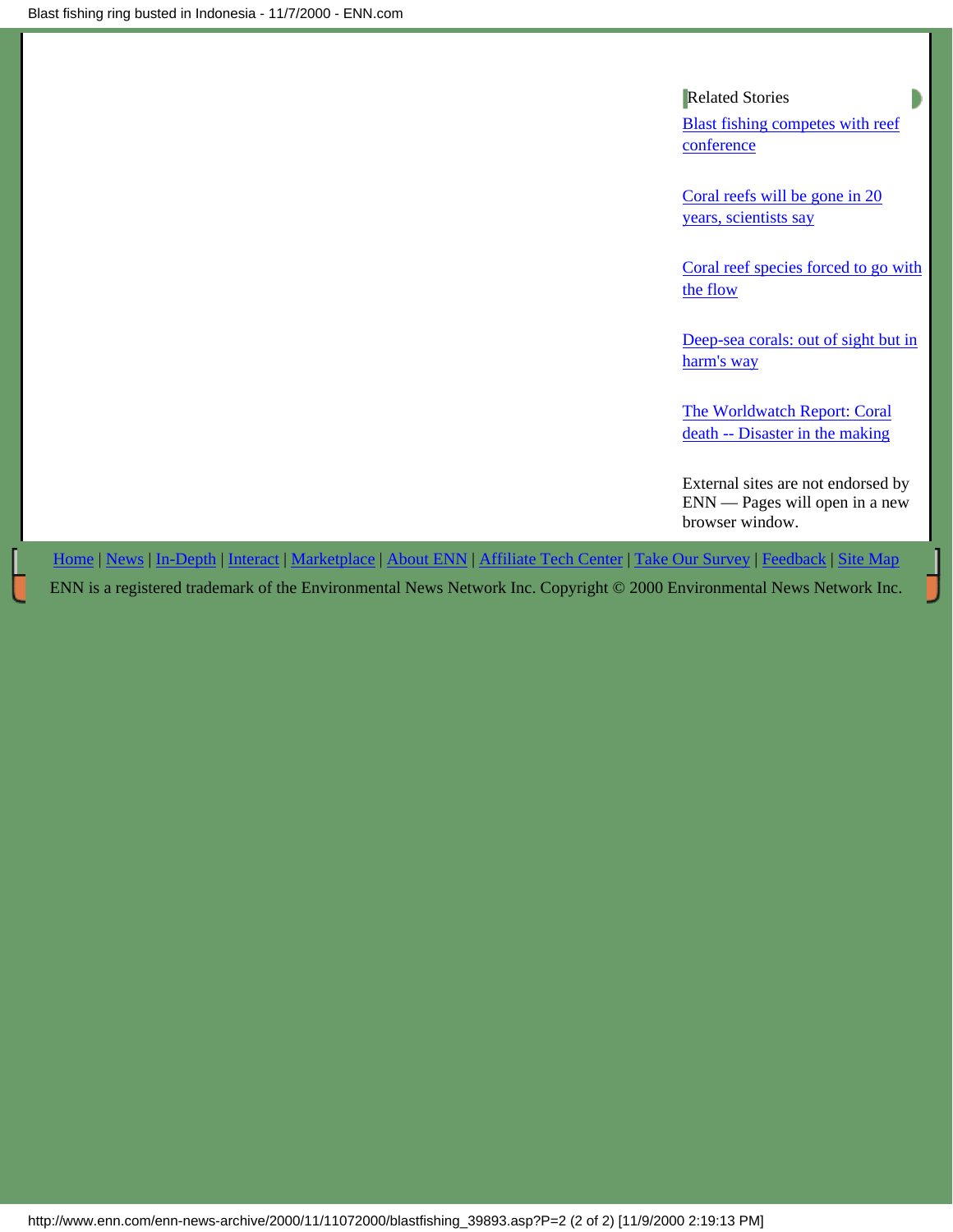Related Stories

[Blast fishing competes with reef conference]

[Coral reefs will be gone in 20 years, scientists say]

[Coral reef species forced to go with the flow]

[Deep-sea corals: out of sight but in harm's way]

[The Worldwatch Report: Coral death -- Disaster in the making]

External sites are not endorsed by ENN — Pages will open in a new browser window.

Home | News | In-Depth | Interact | Marketplace | About ENN | Affiliate Tech Center | Take Our Survey | Feedback | Site Map

ENN is a registered trademark of the Environmental News Network Inc. Copyright © 2000 Environmental News Network Inc.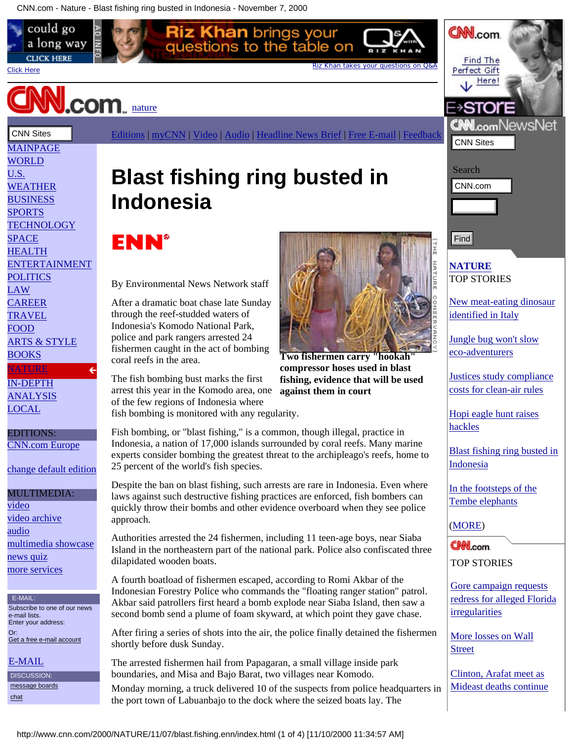# Blast fishing ring busted in Indonesia

By Environmental News Network staff

Two fishermen carry "hookah" compressor hoses used in blast fishing, evidence that will be used against them in court

After a dramatic boat chase late Sunday through the reef-studded waters of Indonesia's Komodo National Park, police and park rangers arrested 24 fishermen caught in the act of bombing coral reefs in the area.

The fish bombing bust marks the first arrest this year in the Komodo area, one of the few regions of Indonesia where fish bombing is monitored with any regularity.

Fish bombing, or "blast fishing," is a common, though illegal, practice in Indonesia, a nation of 17,000 islands surrounded by coral reefs. Many marine experts consider bombing the greatest threat to the archipeleago's reefs, home to 25 percent of the world's fish species.

Despite the ban on blast fishing, such arrests are rare in Indonesia. Even where laws against such destructive fishing practices are enforced, fish bombers can quickly throw their bombs and other evidence overboard when they see police approach.

Authorities arrested the 24 fishermen, including 11 teen-age boys, near Siaba Island in the northeastern part of the national park. Police also confiscated three dilapidated wooden boats.

A fourth boatload of fishermen escaped, according to Romi Akbar of the Indonesian Forestry Police who commands the "floating ranger station" patrol. Akbar said patrollers first heard a bomb explode near Siaba Island, then saw a second bomb send a plume of foam skyward, at which point they gave chase.

After firing a series of shots into the air, the police finally detained the fishermen shortly before dusk Sunday.

The arrested fishermen hail from Papagaran, a small village inside park boundaries, and Misa and Bajo Barat, two villages near Komodo.

Monday morning, a truck delivered 10 of the suspects from police headquarters in the port town of Labuanbajo to the dock where the seized boats lay. The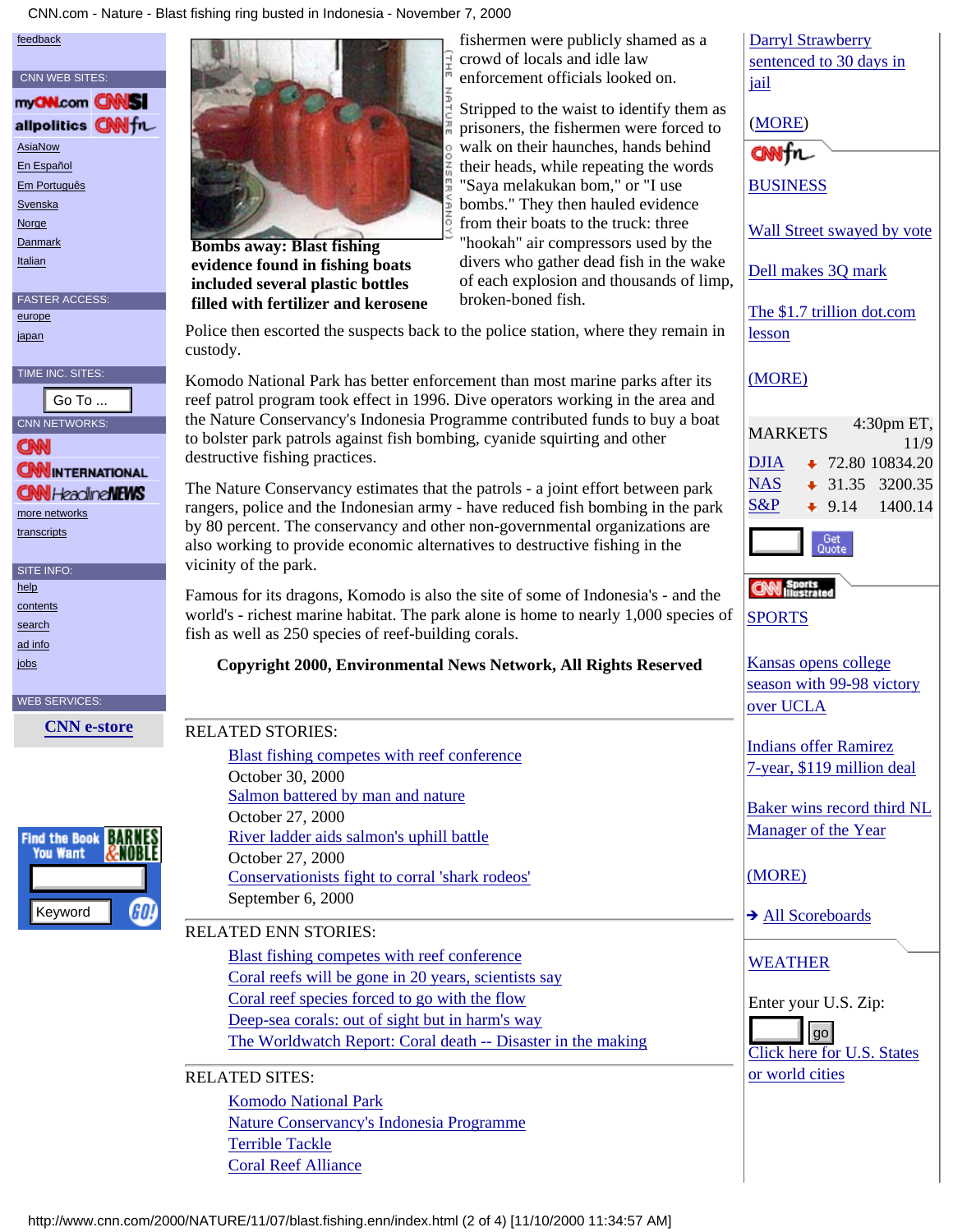**Bombs away: Blast fishing evidence found in fishing boats included several plastic bottles filled with fertilizer and kerosene**

fishermen were publicly shamed as a crowd of locals and idle law enforcement officials looked on.

Stripped to the waist to identify them as prisoners, the fishermen were forced to walk on their haunches, hands behind their heads, while repeating the words "Saya melakukan bom," or "I use bombs." They then hauled evidence from their boats to the truck: three "hookah" air compressors used by the divers who gather dead fish in the wake of each explosion and thousands of limp, broken-boned fish.

Police then escorted the suspects back to the police station, where they remain in custody.

Komodo National Park has better enforcement than most marine parks after its reef patrol program took effect in 1996. Dive operators working in the area and the Nature Conservancy's Indonesia Programme contributed funds to buy a boat to bolster park patrols against fish bombing, cyanide squirting and other destructive fishing practices.

The Nature Conservancy estimates that the patrols - a joint effort between park rangers, police and the Indonesian army - have reduced fish bombing in the park by 80 percent. The conservancy and other non-governmental organizations are also working to provide economic alternatives to destructive fishing in the vicinity of the park.

Famous for its dragons, Komodo is also the site of some of Indonesia's - and the world's - richest marine habitat. The park alone is home to nearly 1,000 species of fish as well as 250 species of reef-building corals.

**Copyright 2000, Environmental News Network, All Rights Reserved**

RELATED STORIES:

- Blast fishing competes with reef conference
  October 30, 2000
- Salmon battered by man and nature
  October 27, 2000
- River ladder aids salmon's uphill battle
  October 27, 2000
- Conservationists fight to corral 'shark rodeos'
  September 6, 2000

RELATED ENN STORIES:

- Blast fishing competes with reef conference
- Coral reefs will be gone in 20 years, scientists say
- Coral reef species forced to go with the flow
- Deep-sea corals: out of sight but in harm's way
- The Worldwatch Report: Coral death -- Disaster in the making

RELATED SITES:

- Komodo National Park
- Nature Conservancy's Indonesia Programme
- Terrible Tackle
- Coral Reef Alliance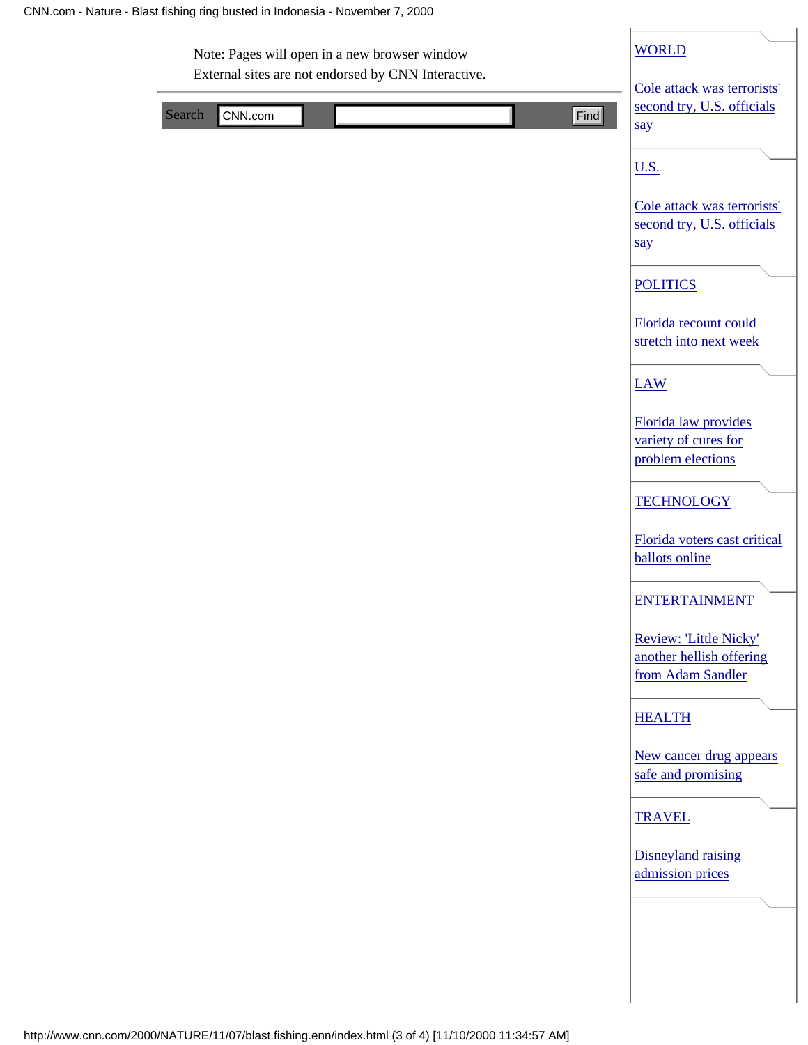Note: Pages will open in a new browser window
External sites are not endorsed by CNN Interactive.

Search CNN.com Find

WORLD

Cole attack was terrorists' second try, U.S. officials say

U.S.

Cole attack was terrorists' second try, U.S. officials say

POLITICS

Florida recount could stretch into next week

LAW

Florida law provides variety of cures for problem elections

TECHNOLOGY

Florida voters cast critical ballots online

ENTERTAINMENT

Review: 'Little Nicky' another hellish offering from Adam Sandler

HEALTH

New cancer drug appears safe and promising

TRAVEL

Disneyland raising admission prices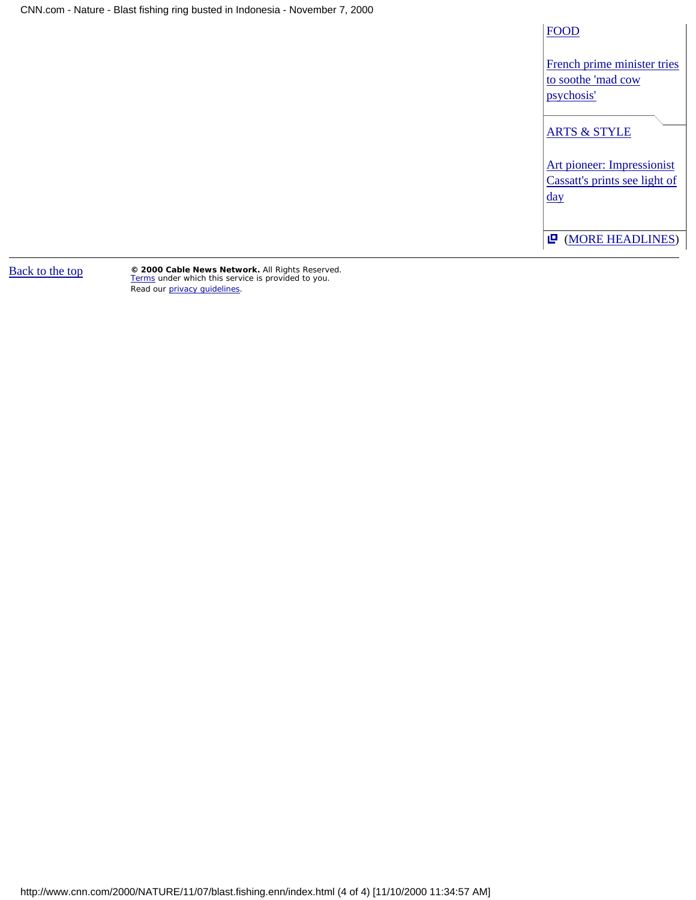FOOD

French prime minister tries to soothe 'mad cow psychosis'

ARTS & STYLE

Art pioneer: Impressionist Cassatt's prints see light of day

(MORE HEADLINES)

Back to the top

**© 2000 Cable News Network.** All Rights Reserved.
Terms under which this service is provided to you.
Read our privacy guidelines.